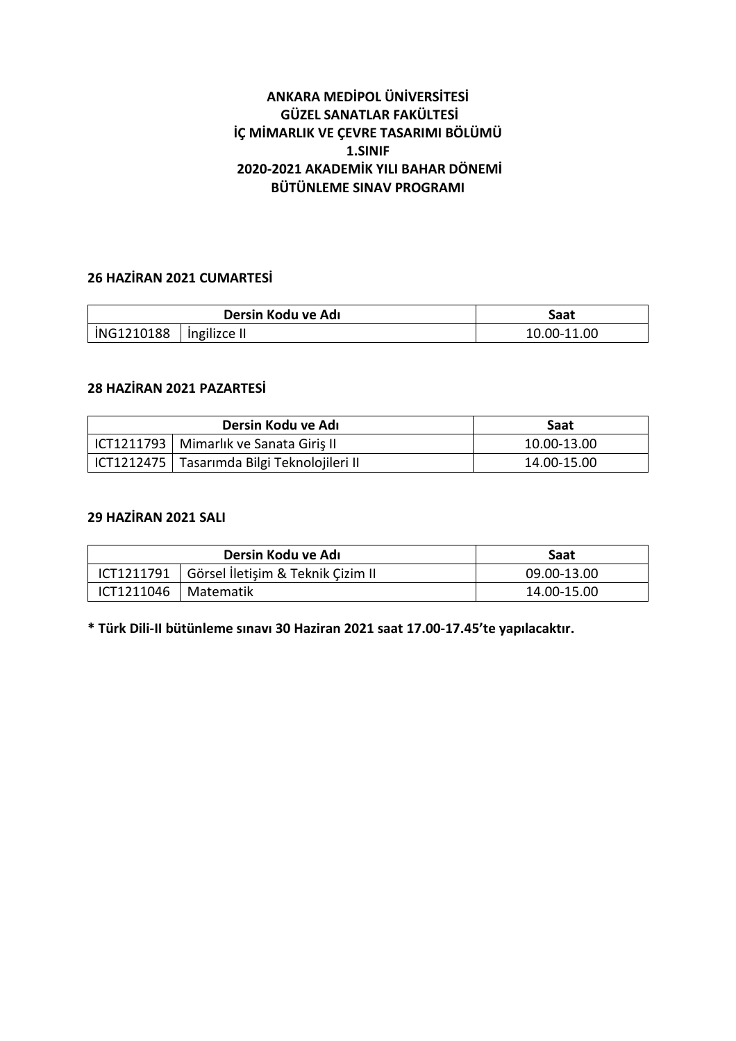**ANKARA MEDİPOL ÜNİVERSİTESİ**
**GÜZEL SANATLAR FAKÜLTESİ**
**İÇ MİMARLIK VE ÇEVRE TASARIMI BÖLÜMÜ**
**1.SINIF**
**2020-2021 AKADEMİK YILI BAHAR DÖNEMİ**
**BÜTÜNLEME SINAV PROGRAMI**

**26 HAZİRAN 2021 CUMARTESİ**

| Dersin Kodu ve Adı | | Saat |
|---|---|---|
| İNG1210188 | İngilizce II | 10.00-11.00 |

**28 HAZİRAN 2021 PAZARTESİ**

| Dersin Kodu ve Adı | | Saat |
|---|---|---|
| ICT1211793 | Mimarlık ve Sanata Giriş II | 10.00-13.00 |
| ICT1212475 | Tasarımda Bilgi Teknolojileri II | 14.00-15.00 |

**29 HAZİRAN 2021 SALI**

| Dersin Kodu ve Adı | | Saat |
|---|---|---|
| ICT1211791 | Görsel İletişim & Teknik Çizim II | 09.00-13.00 |
| ICT1211046 | Matematik | 14.00-15.00 |

**\* Türk Dili-II bütünleme sınavı 30 Haziran 2021 saat 17.00-17.45'te yapılacaktır.**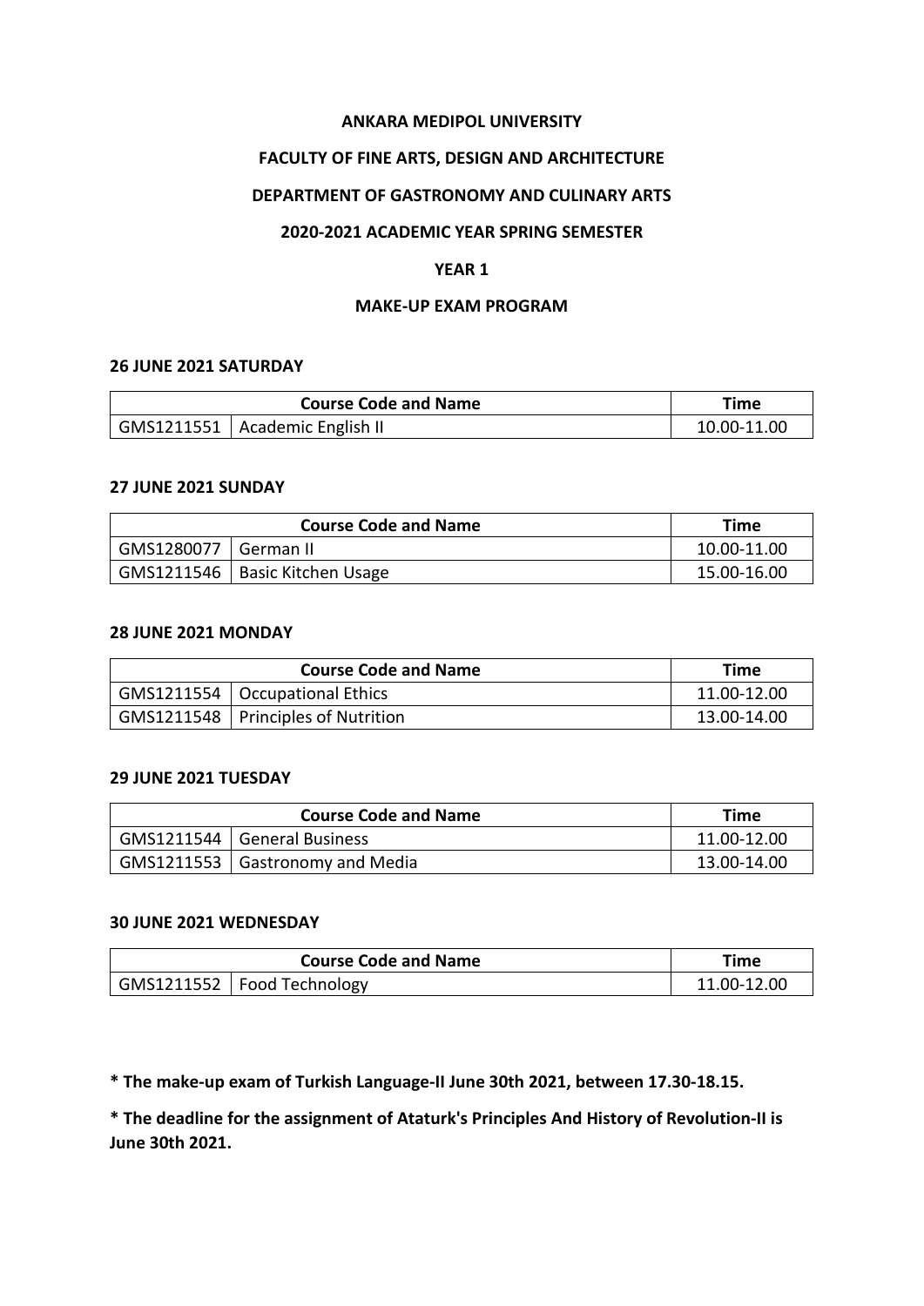**ANKARA MEDIPOL UNIVERSITY**

**FACULTY OF FINE ARTS, DESIGN AND ARCHITECTURE**

**DEPARTMENT OF GASTRONOMY AND CULINARY ARTS**

**2020-2021 ACADEMIC YEAR SPRING SEMESTER**

**YEAR 1**

**MAKE-UP EXAM PROGRAM**

**26 JUNE 2021 SATURDAY**

| Course Code and Name | | Time |
|---|---|---|
| GMS1211551 | Academic English II | 10.00-11.00 |

**27 JUNE 2021 SUNDAY**

| Course Code and Name | | Time |
|---|---|---|
| GMS1280077 | German II | 10.00-11.00 |
| GMS1211546 | Basic Kitchen Usage | 15.00-16.00 |

**28 JUNE 2021 MONDAY**

| Course Code and Name | | Time |
|---|---|---|
| GMS1211554 | Occupational Ethics | 11.00-12.00 |
| GMS1211548 | Principles of Nutrition | 13.00-14.00 |

**29 JUNE 2021 TUESDAY**

| Course Code and Name | | Time |
|---|---|---|
| GMS1211544 | General Business | 11.00-12.00 |
| GMS1211553 | Gastronomy and Media | 13.00-14.00 |

**30 JUNE 2021 WEDNESDAY**

| Course Code and Name | | Time |
|---|---|---|
| GMS1211552 | Food Technology | 11.00-12.00 |

**\* The make-up exam of Turkish Language-II June 30th 2021, between 17.30-18.15.**

**\* The deadline for the assignment of Ataturk's Principles And History of Revolution-II is June 30th 2021.**